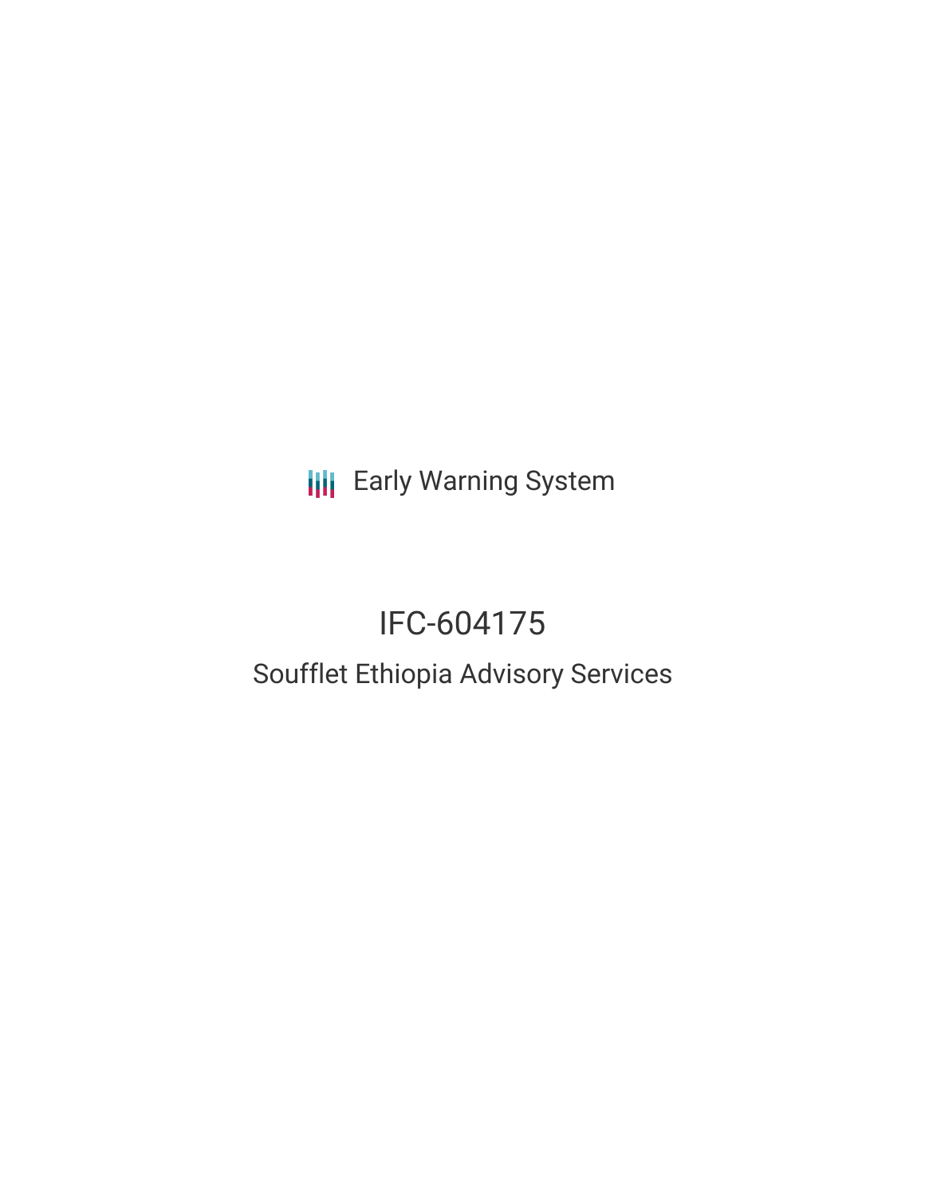Early Warning System

# IFC-604175

## Soufflet Ethiopia Advisory Services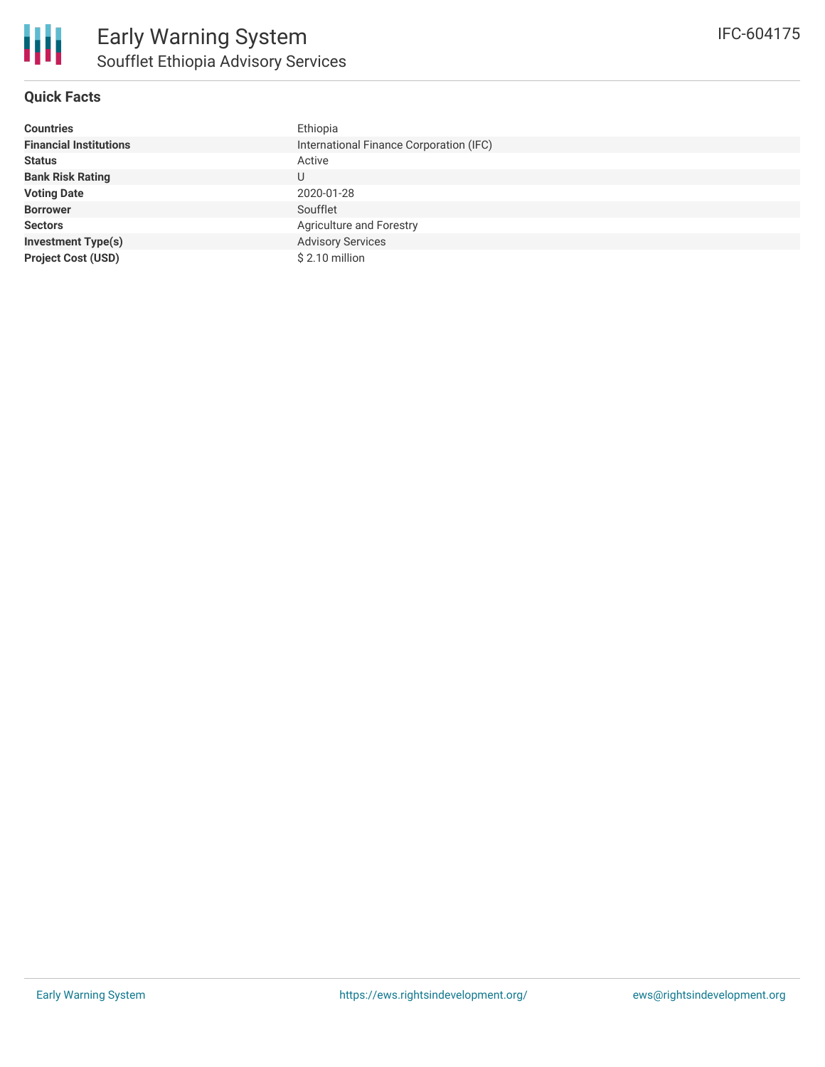# Early Warning System

## Soufflet Ethiopia Advisory Services

IFC-604175

### Quick Facts

| | |
|---|---|
| **Countries** | Ethiopia |
| **Financial Institutions** | International Finance Corporation (IFC) |
| **Status** | Active |
| **Bank Risk Rating** | U |
| **Voting Date** | 2020-01-28 |
| **Borrower** | Soufflet |
| **Sectors** | Agriculture and Forestry |
| **Investment Type(s)** | Advisory Services |
| **Project Cost (USD)** | $ 2.10 million |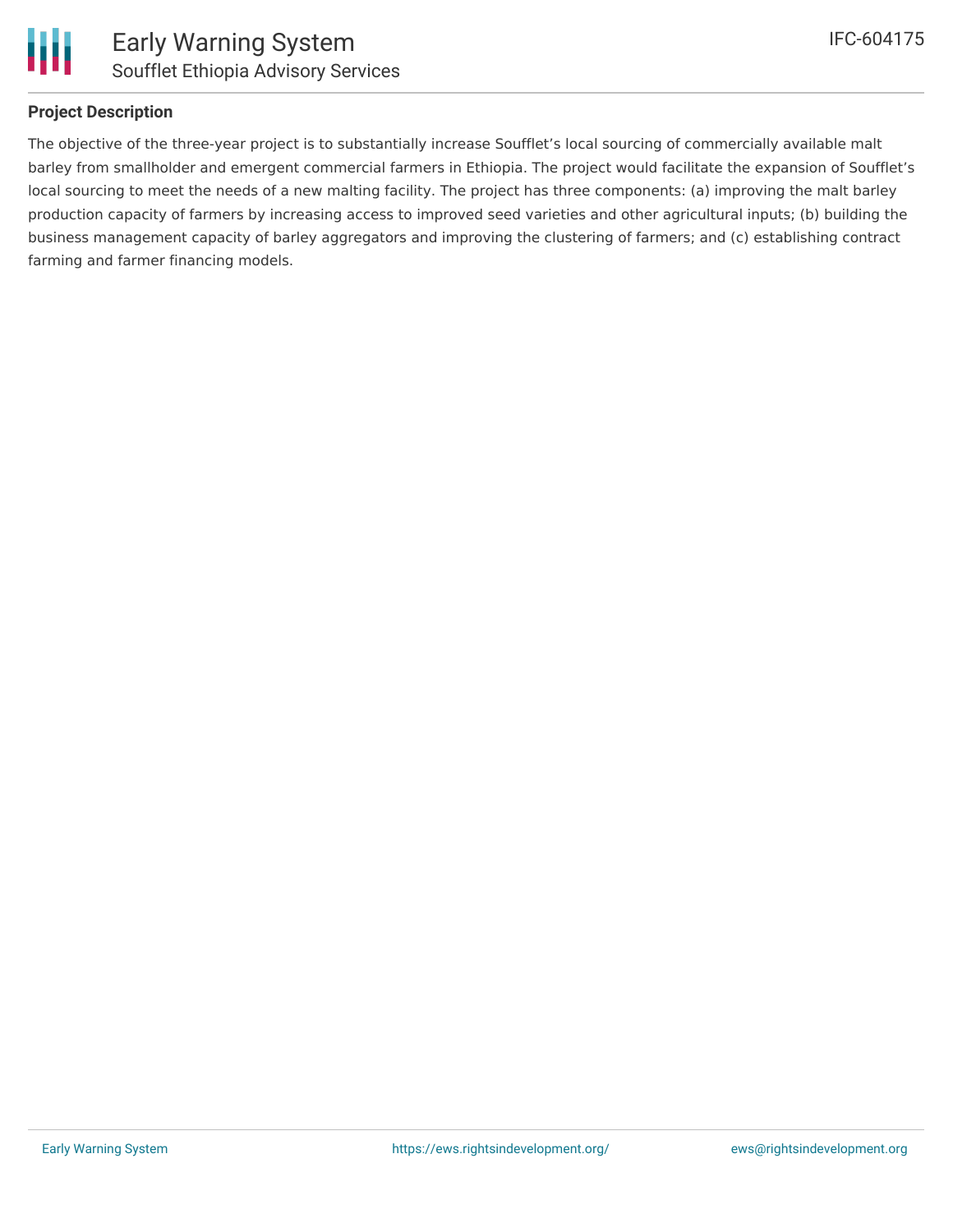## Project Description

The objective of the three-year project is to substantially increase Soufflet's local sourcing of commercially available malt barley from smallholder and emergent commercial farmers in Ethiopia. The project would facilitate the expansion of Soufflet's local sourcing to meet the needs of a new malting facility. The project has three components: (a) improving the malt barley production capacity of farmers by increasing access to improved seed varieties and other agricultural inputs; (b) building the business management capacity of barley aggregators and improving the clustering of farmers; and (c) establishing contract farming and farmer financing models.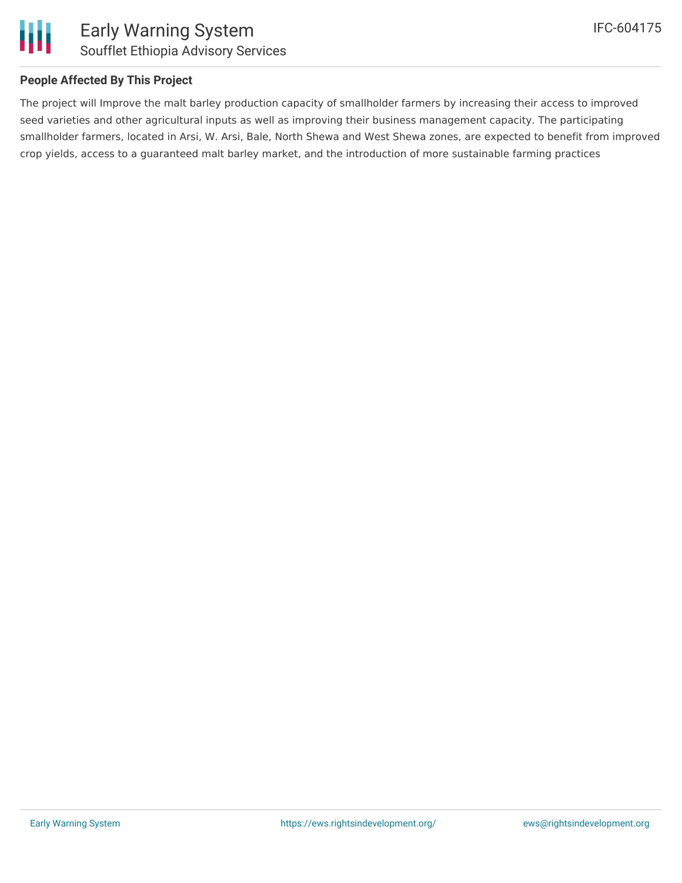## People Affected By This Project

The project will Improve the malt barley production capacity of smallholder farmers by increasing their access to improved seed varieties and other agricultural inputs as well as improving their business management capacity. The participating smallholder farmers, located in Arsi, W. Arsi, Bale, North Shewa and West Shewa zones, are expected to benefit from improved crop yields, access to a guaranteed malt barley market, and the introduction of more sustainable farming practices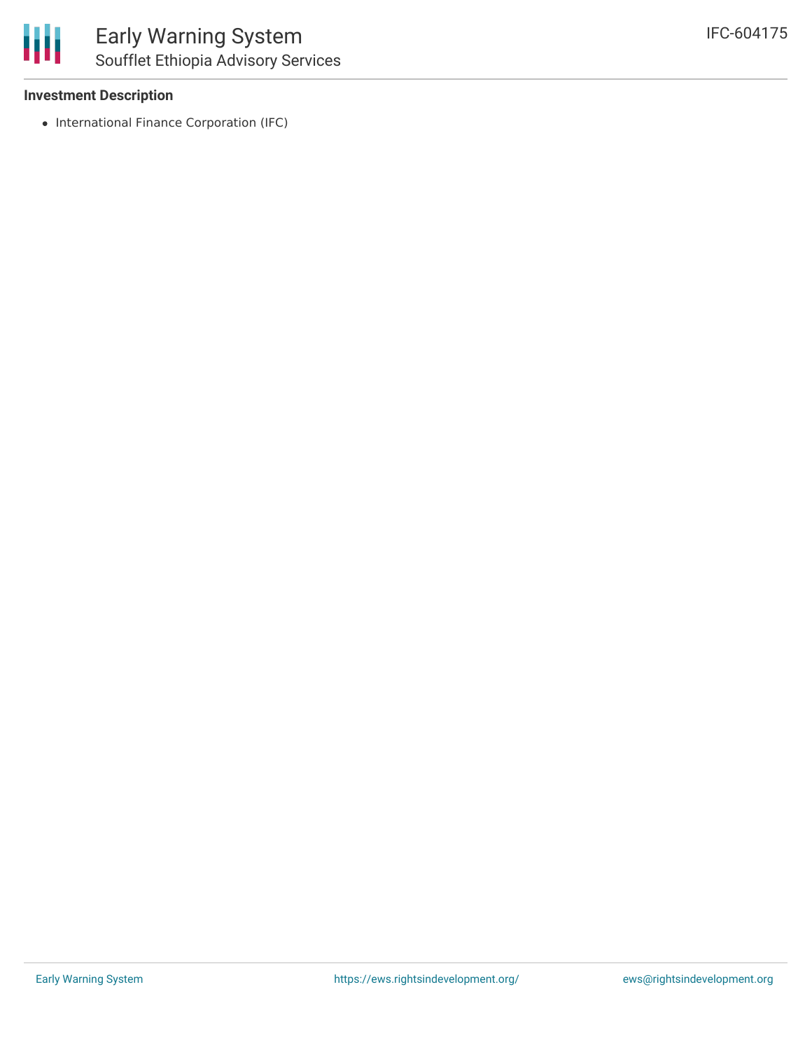**Investment Description**

- International Finance Corporation (IFC)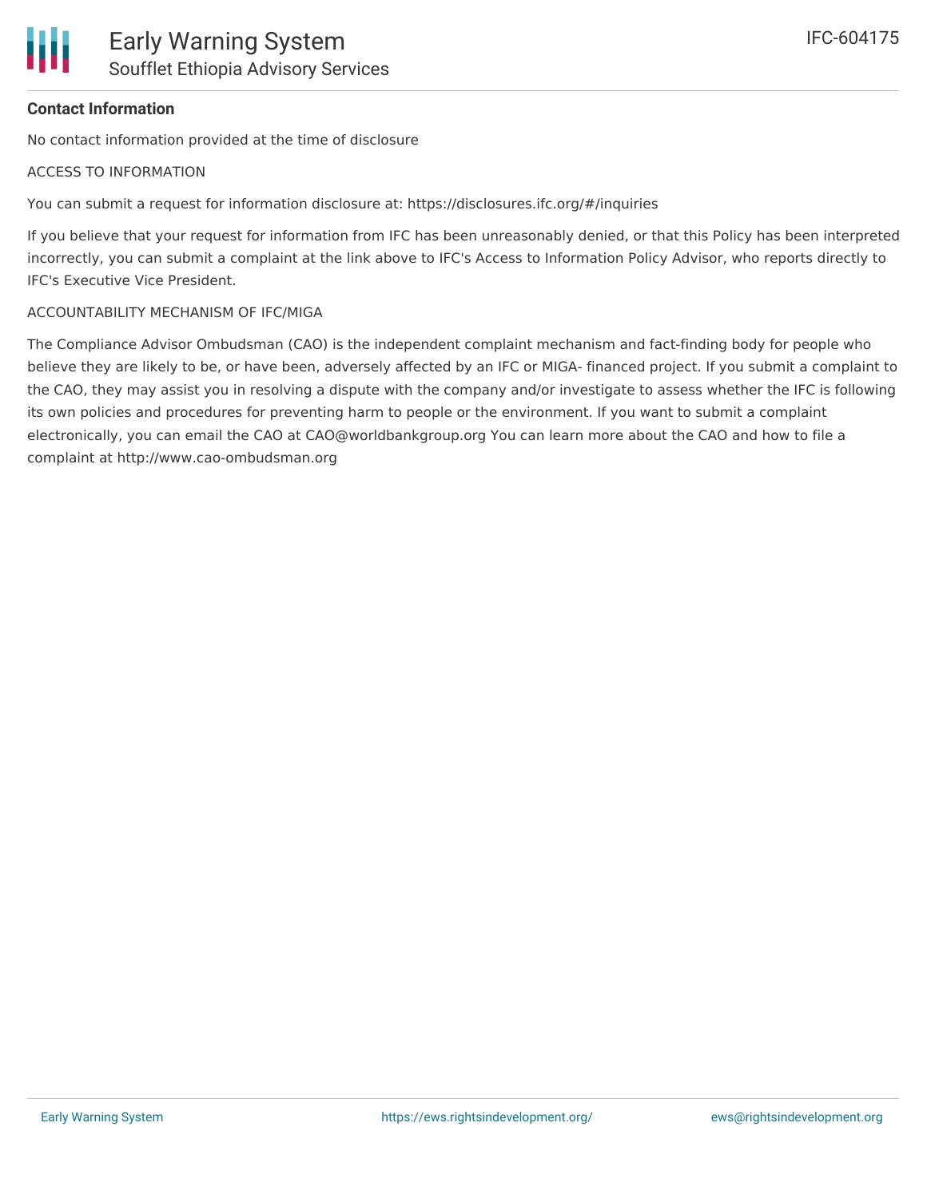## Contact Information

No contact information provided at the time of disclosure

ACCESS TO INFORMATION

You can submit a request for information disclosure at: https://disclosures.ifc.org/#/inquiries

If you believe that your request for information from IFC has been unreasonably denied, or that this Policy has been interpreted incorrectly, you can submit a complaint at the link above to IFC's Access to Information Policy Advisor, who reports directly to IFC's Executive Vice President.

ACCOUNTABILITY MECHANISM OF IFC/MIGA

The Compliance Advisor Ombudsman (CAO) is the independent complaint mechanism and fact-finding body for people who believe they are likely to be, or have been, adversely affected by an IFC or MIGA- financed project. If you submit a complaint to the CAO, they may assist you in resolving a dispute with the company and/or investigate to assess whether the IFC is following its own policies and procedures for preventing harm to people or the environment. If you want to submit a complaint electronically, you can email the CAO at CAO@worldbankgroup.org You can learn more about the CAO and how to file a complaint at http://www.cao-ombudsman.org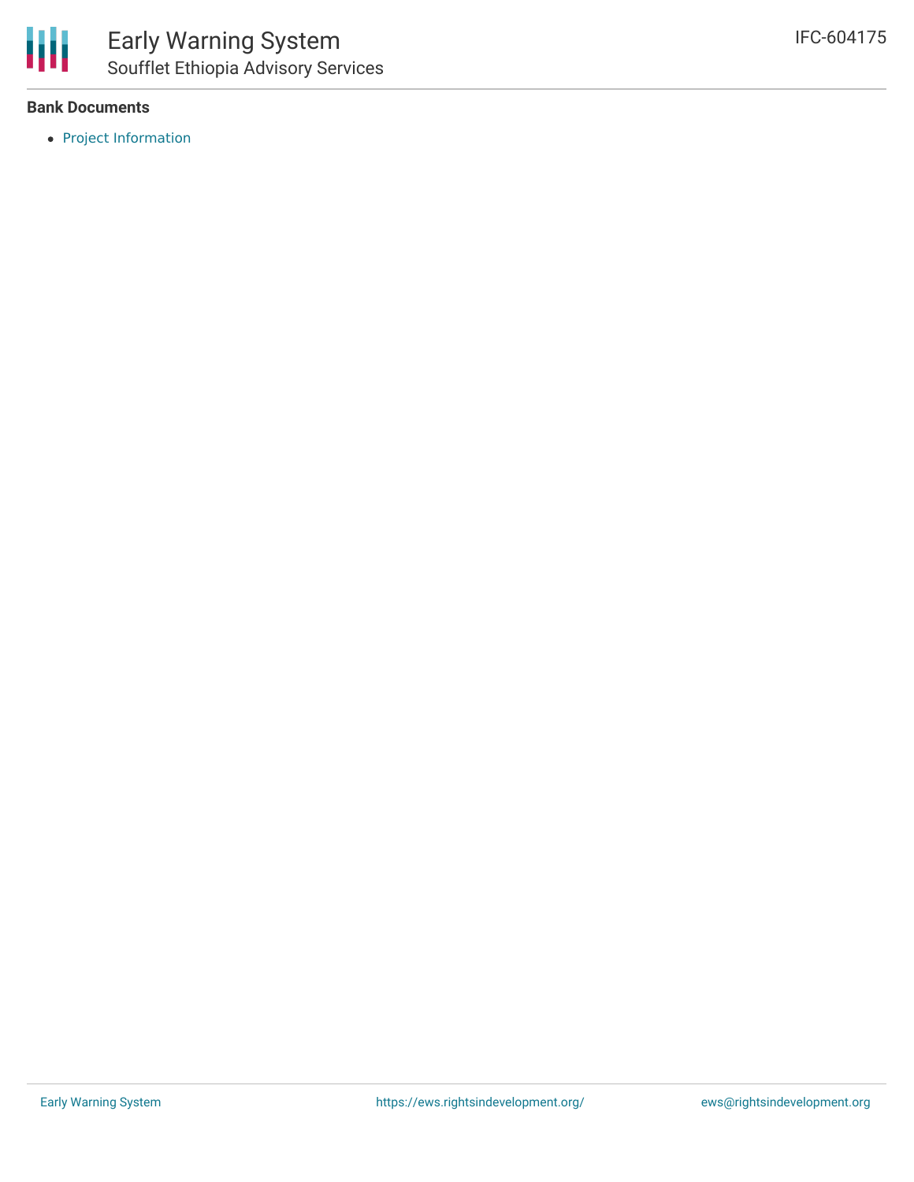**Bank Documents**

- Project Information